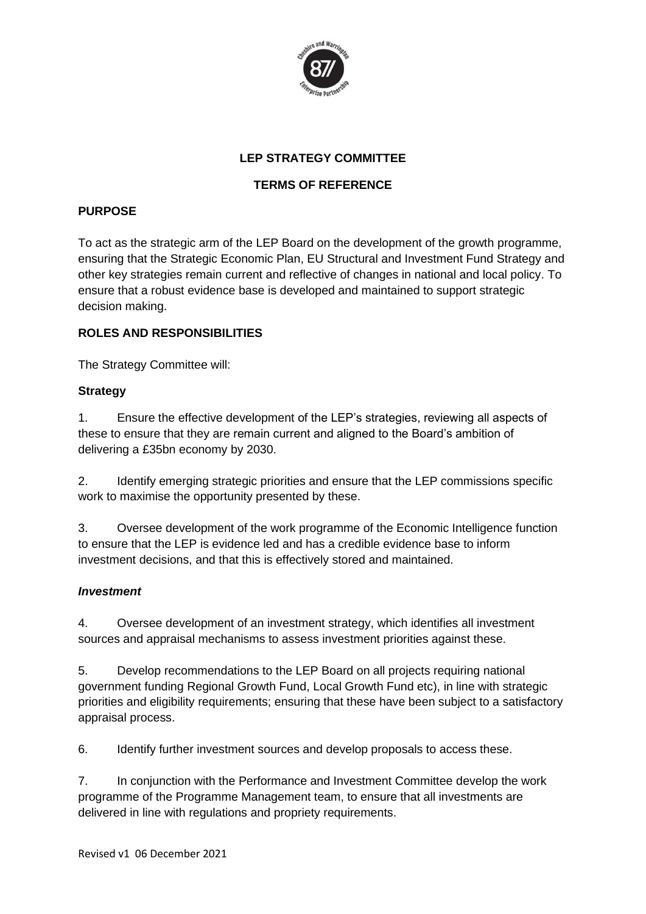**LEP STRATEGY COMMITTEE**

**TERMS OF REFERENCE**

**PURPOSE**

To act as the strategic arm of the LEP Board on the development of the growth programme, ensuring that the Strategic Economic Plan, EU Structural and Investment Fund Strategy and other key strategies remain current and reflective of changes in national and local policy. To ensure that a robust evidence base is developed and maintained to support strategic decision making.

**ROLES AND RESPONSIBILITIES**

The Strategy Committee will:

**Strategy**

1. Ensure the effective development of the LEP's strategies, reviewing all aspects of these to ensure that they are remain current and aligned to the Board's ambition of delivering a £35bn economy by 2030.

2. Identify emerging strategic priorities and ensure that the LEP commissions specific work to maximise the opportunity presented by these.

3. Oversee development of the work programme of the Economic Intelligence function to ensure that the LEP is evidence led and has a credible evidence base to inform investment decisions, and that this is effectively stored and maintained.

***Investment***

4. Oversee development of an investment strategy, which identifies all investment sources and appraisal mechanisms to assess investment priorities against these.

5. Develop recommendations to the LEP Board on all projects requiring national government funding Regional Growth Fund, Local Growth Fund etc), in line with strategic priorities and eligibility requirements; ensuring that these have been subject to a satisfactory appraisal process.

6. Identify further investment sources and develop proposals to access these.

7. In conjunction with the Performance and Investment Committee develop the work programme of the Programme Management team, to ensure that all investments are delivered in line with regulations and propriety requirements.

Revised v1 06 December 2021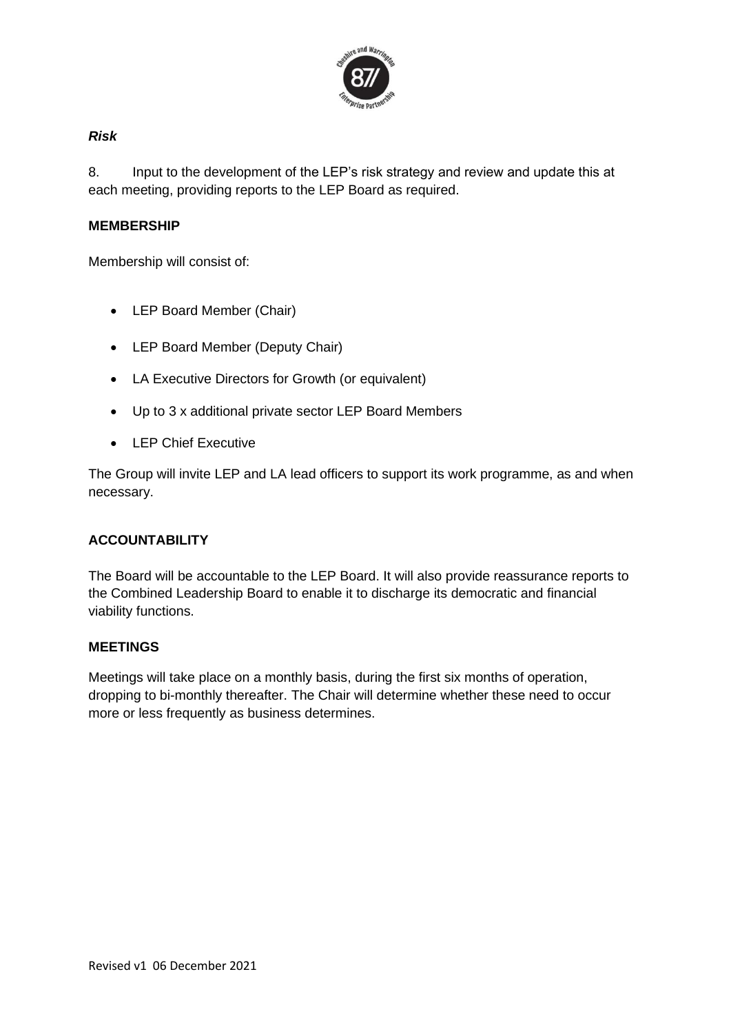***Risk***

8. Input to the development of the LEP's risk strategy and review and update this at each meeting, providing reports to the LEP Board as required.

**MEMBERSHIP**

Membership will consist of:

- LEP Board Member (Chair)
- LEP Board Member (Deputy Chair)
- LA Executive Directors for Growth (or equivalent)
- Up to 3 x additional private sector LEP Board Members
- LEP Chief Executive

The Group will invite LEP and LA lead officers to support its work programme, as and when necessary.

**ACCOUNTABILITY**

The Board will be accountable to the LEP Board. It will also provide reassurance reports to the Combined Leadership Board to enable it to discharge its democratic and financial viability functions.

**MEETINGS**

Meetings will take place on a monthly basis, during the first six months of operation, dropping to bi-monthly thereafter. The Chair will determine whether these need to occur more or less frequently as business determines.

Revised v1 06 December 2021